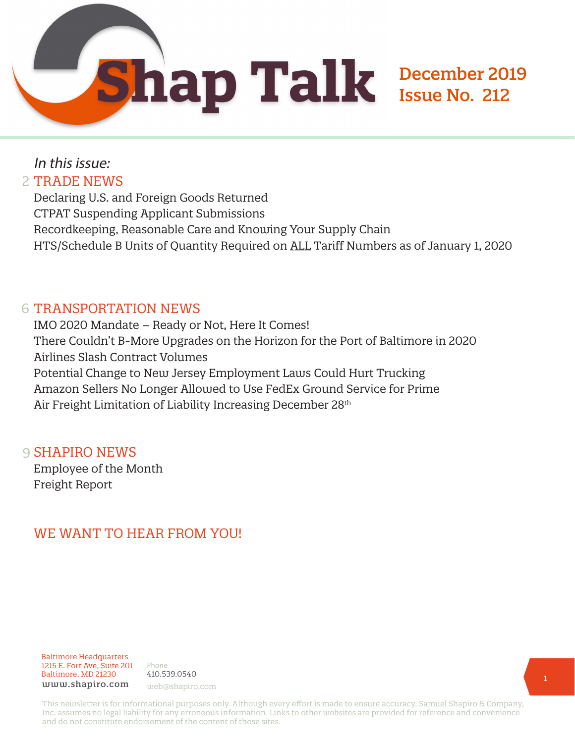# Shap Talk

**December 2019**
**Issue No. 212**

*In this issue:*

## 2 TRADE NEWS

Declaring U.S. and Foreign Goods Returned
CTPAT Suspending Applicant Submissions
Recordkeeping, Reasonable Care and Knowing Your Supply Chain
HTS/Schedule B Units of Quantity Required on ALL Tariff Numbers as of January 1, 2020

## 6 TRANSPORTATION NEWS

IMO 2020 Mandate – Ready or Not, Here It Comes!
There Couldn't B-More Upgrades on the Horizon for the Port of Baltimore in 2020
Airlines Slash Contract Volumes
Potential Change to New Jersey Employment Laws Could Hurt Trucking
Amazon Sellers No Longer Allowed to Use FedEx Ground Service for Prime
Air Freight Limitation of Liability Increasing December 28th

## 9 SHAPIRO NEWS

Employee of the Month
Freight Report

## WE WANT TO HEAR FROM YOU!

Baltimore Headquarters
1215 E. Fort Ave, Suite 201
Baltimore, MD 21230
www.shapiro.com

Phone
410.539.0540
web@shapiro.com

This newsletter is for informational purposes only. Although every effort is made to ensure accuracy, Samuel Shapiro & Company, Inc. assumes no legal liability for any erroneous information. Links to other websites are provided for reference and convenience and do not constitute endorsement of the content of those sites.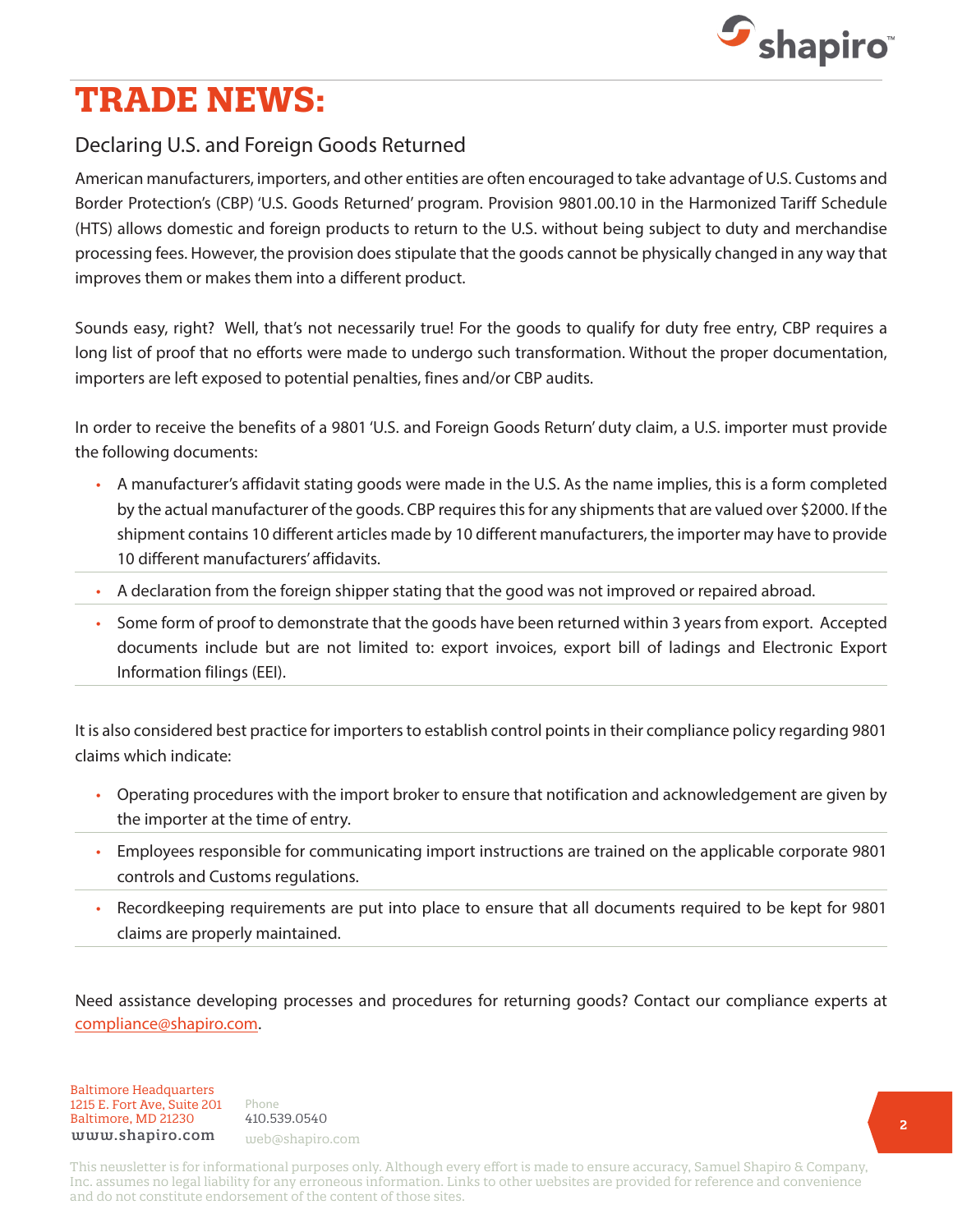# TRADE NEWS:

## Declaring U.S. and Foreign Goods Returned

American manufacturers, importers, and other entities are often encouraged to take advantage of U.S. Customs and Border Protection's (CBP) 'U.S. Goods Returned' program. Provision 9801.00.10 in the Harmonized Tariff Schedule (HTS) allows domestic and foreign products to return to the U.S. without being subject to duty and merchandise processing fees. However, the provision does stipulate that the goods cannot be physically changed in any way that improves them or makes them into a different product.

Sounds easy, right? Well, that's not necessarily true! For the goods to qualify for duty free entry, CBP requires a long list of proof that no efforts were made to undergo such transformation. Without the proper documentation, importers are left exposed to potential penalties, fines and/or CBP audits.

In order to receive the benefits of a 9801 'U.S. and Foreign Goods Return' duty claim, a U.S. importer must provide the following documents:

- A manufacturer's affidavit stating goods were made in the U.S. As the name implies, this is a form completed by the actual manufacturer of the goods. CBP requires this for any shipments that are valued over $2000. If the shipment contains 10 different articles made by 10 different manufacturers, the importer may have to provide 10 different manufacturers' affidavits.
- A declaration from the foreign shipper stating that the good was not improved or repaired abroad.
- Some form of proof to demonstrate that the goods have been returned within 3 years from export. Accepted documents include but are not limited to: export invoices, export bill of ladings and Electronic Export Information filings (EEI).

It is also considered best practice for importers to establish control points in their compliance policy regarding 9801 claims which indicate:

- Operating procedures with the import broker to ensure that notification and acknowledgement are given by the importer at the time of entry.
- Employees responsible for communicating import instructions are trained on the applicable corporate 9801 controls and Customs regulations.
- Recordkeeping requirements are put into place to ensure that all documents required to be kept for 9801 claims are properly maintained.

Need assistance developing processes and procedures for returning goods? Contact our compliance experts at compliance@shapiro.com.

Baltimore Headquarters
1215 E. Fort Ave, Suite 201
Baltimore, MD 21230
www.shapiro.com

Phone
410.539.0540
web@shapiro.com

This newsletter is for informational purposes only. Although every effort is made to ensure accuracy, Samuel Shapiro & Company, Inc. assumes no legal liability for any erroneous information. Links to other websites are provided for reference and convenience and do not constitute endorsement of the content of those sites.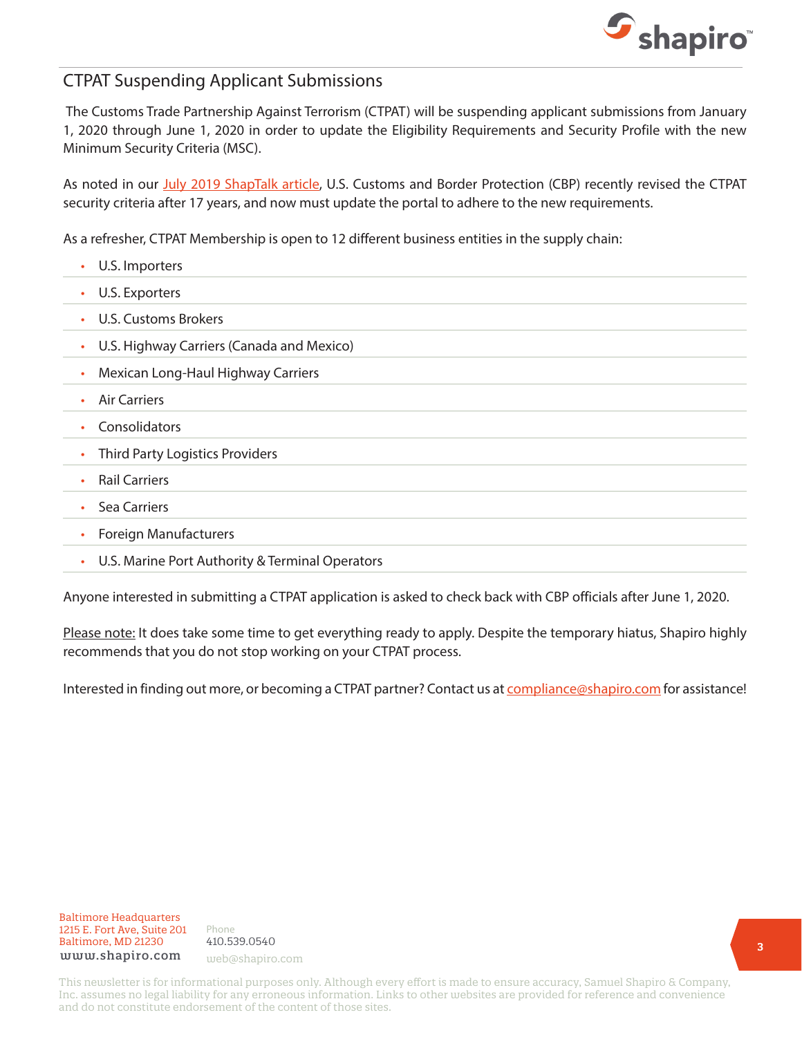## CTPAT Suspending Applicant Submissions

The Customs Trade Partnership Against Terrorism (CTPAT) will be suspending applicant submissions from January 1, 2020 through June 1, 2020 in order to update the Eligibility Requirements and Security Profile with the new Minimum Security Criteria (MSC).

As noted in our [July 2019 ShapTalk article](), U.S. Customs and Border Protection (CBP) recently revised the CTPAT security criteria after 17 years, and now must update the portal to adhere to the new requirements.

As a refresher, CTPAT Membership is open to 12 different business entities in the supply chain:

- U.S. Importers
- U.S. Exporters
- U.S. Customs Brokers
- U.S. Highway Carriers (Canada and Mexico)
- Mexican Long-Haul Highway Carriers
- Air Carriers
- Consolidators
- Third Party Logistics Providers
- Rail Carriers
- Sea Carriers
- Foreign Manufacturers
- U.S. Marine Port Authority & Terminal Operators

Anyone interested in submitting a CTPAT application is asked to check back with CBP officials after June 1, 2020.

Please note: It does take some time to get everything ready to apply. Despite the temporary hiatus, Shapiro highly recommends that you do not stop working on your CTPAT process.

Interested in finding out more, or becoming a CTPAT partner? Contact us at compliance@shapiro.com for assistance!

Baltimore Headquarters
1215 E. Fort Ave, Suite 201
Baltimore, MD 21230
www.shapiro.com

Phone
410.539.0540
web@shapiro.com

This newsletter is for informational purposes only. Although every effort is made to ensure accuracy, Samuel Shapiro & Company, Inc. assumes no legal liability for any erroneous information. Links to other websites are provided for reference and convenience and do not constitute endorsement of the content of those sites.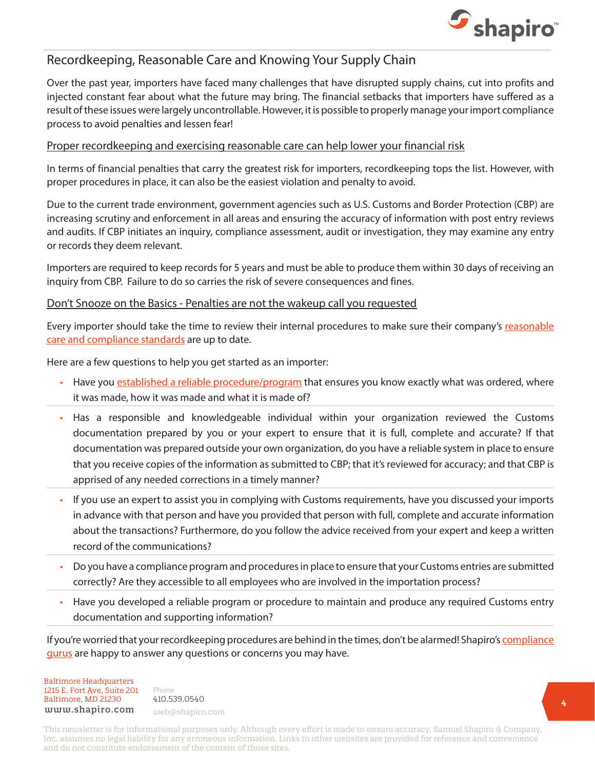## Recordkeeping, Reasonable Care and Knowing Your Supply Chain

Over the past year, importers have faced many challenges that have disrupted supply chains, cut into profits and injected constant fear about what the future may bring. The financial setbacks that importers have suffered as a result of these issues were largely uncontrollable. However, it is possible to properly manage your import compliance process to avoid penalties and lessen fear!

### Proper recordkeeping and exercising reasonable care can help lower your financial risk

In terms of financial penalties that carry the greatest risk for importers, recordkeeping tops the list. However, with proper procedures in place, it can also be the easiest violation and penalty to avoid.

Due to the current trade environment, government agencies such as U.S. Customs and Border Protection (CBP) are increasing scrutiny and enforcement in all areas and ensuring the accuracy of information with post entry reviews and audits. If CBP initiates an inquiry, compliance assessment, audit or investigation, they may examine any entry or records they deem relevant.

Importers are required to keep records for 5 years and must be able to produce them within 30 days of receiving an inquiry from CBP. Failure to do so carries the risk of severe consequences and fines.

### Don't Snooze on the Basics - Penalties are not the wakeup call you requested

Every importer should take the time to review their internal procedures to make sure their company's reasonable care and compliance standards are up to date.

Here are a few questions to help you get started as an importer:

- Have you established a reliable procedure/program that ensures you know exactly what was ordered, where it was made, how it was made and what it is made of?
- Has a responsible and knowledgeable individual within your organization reviewed the Customs documentation prepared by you or your expert to ensure that it is full, complete and accurate? If that documentation was prepared outside your own organization, do you have a reliable system in place to ensure that you receive copies of the information as submitted to CBP; that it's reviewed for accuracy; and that CBP is apprised of any needed corrections in a timely manner?
- If you use an expert to assist you in complying with Customs requirements, have you discussed your imports in advance with that person and have you provided that person with full, complete and accurate information about the transactions? Furthermore, do you follow the advice received from your expert and keep a written record of the communications?
- Do you have a compliance program and procedures in place to ensure that your Customs entries are submitted correctly? Are they accessible to all employees who are involved in the importation process?
- Have you developed a reliable program or procedure to maintain and produce any required Customs entry documentation and supporting information?

If you're worried that your recordkeeping procedures are behind in the times, don't be alarmed! Shapiro's compliance gurus are happy to answer any questions or concerns you may have.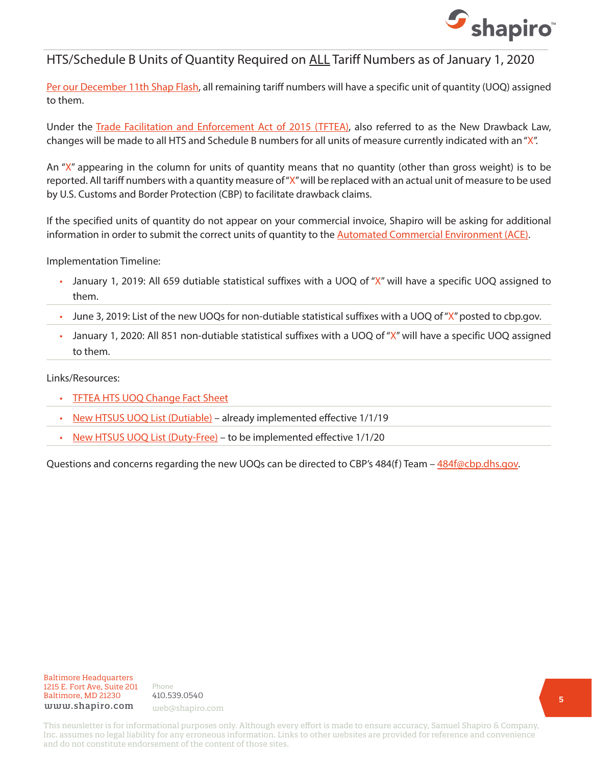## HTS/Schedule B Units of Quantity Required on ALL Tariff Numbers as of January 1, 2020

Per our December 11th Shap Flash, all remaining tariff numbers will have a specific unit of quantity (UOQ) assigned to them.

Under the Trade Facilitation and Enforcement Act of 2015 (TFTEA), also referred to as the New Drawback Law, changes will be made to all HTS and Schedule B numbers for all units of measure currently indicated with an "X".

An "X" appearing in the column for units of quantity means that no quantity (other than gross weight) is to be reported. All tariff numbers with a quantity measure of "X" will be replaced with an actual unit of measure to be used by U.S. Customs and Border Protection (CBP) to facilitate drawback claims.

If the specified units of quantity do not appear on your commercial invoice, Shapiro will be asking for additional information in order to submit the correct units of quantity to the Automated Commercial Environment (ACE).

Implementation Timeline:

- January 1, 2019: All 659 dutiable statistical suffixes with a UOQ of "X" will have a specific UOQ assigned to them.
- June 3, 2019: List of the new UOQs for non-dutiable statistical suffixes with a UOQ of "X" posted to cbp.gov.
- January 1, 2020: All 851 non-dutiable statistical suffixes with a UOQ of "X" will have a specific UOQ assigned to them.

Links/Resources:

- TFTEA HTS UOQ Change Fact Sheet
- New HTSUS UOQ List (Dutiable) – already implemented effective 1/1/19
- New HTSUS UOQ List (Duty-Free) – to be implemented effective 1/1/20

Questions and concerns regarding the new UOQs can be directed to CBP's 484(f) Team – 484f@cbp.dhs.gov.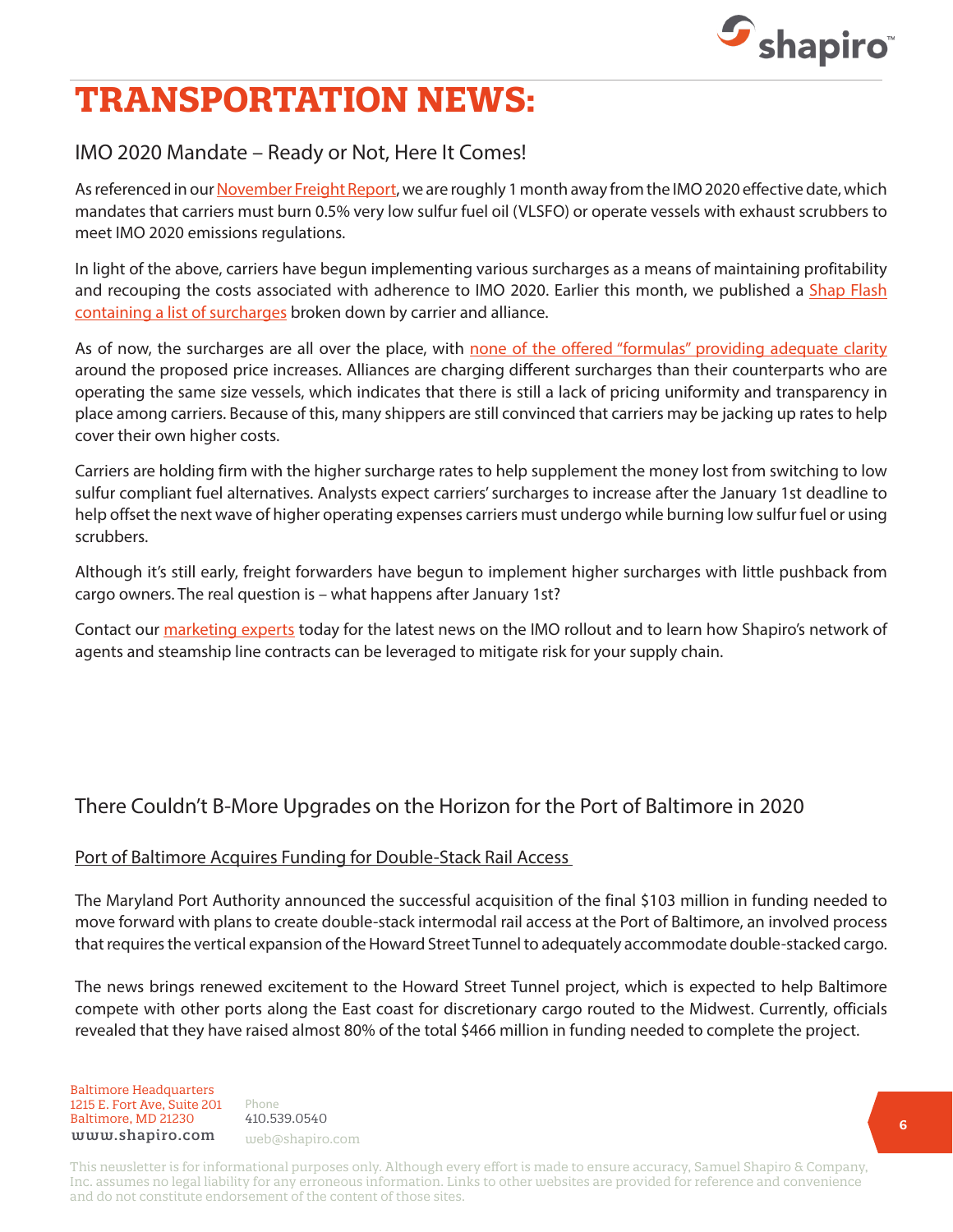# TRANSPORTATION NEWS:

## IMO 2020 Mandate – Ready or Not, Here It Comes!

As referenced in our November Freight Report, we are roughly 1 month away from the IMO 2020 effective date, which mandates that carriers must burn 0.5% very low sulfur fuel oil (VLSFO) or operate vessels with exhaust scrubbers to meet IMO 2020 emissions regulations.

In light of the above, carriers have begun implementing various surcharges as a means of maintaining profitability and recouping the costs associated with adherence to IMO 2020. Earlier this month, we published a Shap Flash containing a list of surcharges broken down by carrier and alliance.

As of now, the surcharges are all over the place, with none of the offered "formulas" providing adequate clarity around the proposed price increases. Alliances are charging different surcharges than their counterparts who are operating the same size vessels, which indicates that there is still a lack of pricing uniformity and transparency in place among carriers. Because of this, many shippers are still convinced that carriers may be jacking up rates to help cover their own higher costs.

Carriers are holding firm with the higher surcharge rates to help supplement the money lost from switching to low sulfur compliant fuel alternatives. Analysts expect carriers' surcharges to increase after the January 1st deadline to help offset the next wave of higher operating expenses carriers must undergo while burning low sulfur fuel or using scrubbers.

Although it's still early, freight forwarders have begun to implement higher surcharges with little pushback from cargo owners. The real question is – what happens after January 1st?

Contact our marketing experts today for the latest news on the IMO rollout and to learn how Shapiro's network of agents and steamship line contracts can be leveraged to mitigate risk for your supply chain.

## There Couldn't B-More Upgrades on the Horizon for the Port of Baltimore in 2020

### Port of Baltimore Acquires Funding for Double-Stack Rail Access

The Maryland Port Authority announced the successful acquisition of the final $103 million in funding needed to move forward with plans to create double-stack intermodal rail access at the Port of Baltimore, an involved process that requires the vertical expansion of the Howard Street Tunnel to adequately accommodate double-stacked cargo.

The news brings renewed excitement to the Howard Street Tunnel project, which is expected to help Baltimore compete with other ports along the East coast for discretionary cargo routed to the Midwest. Currently, officials revealed that they have raised almost 80% of the total $466 million in funding needed to complete the project.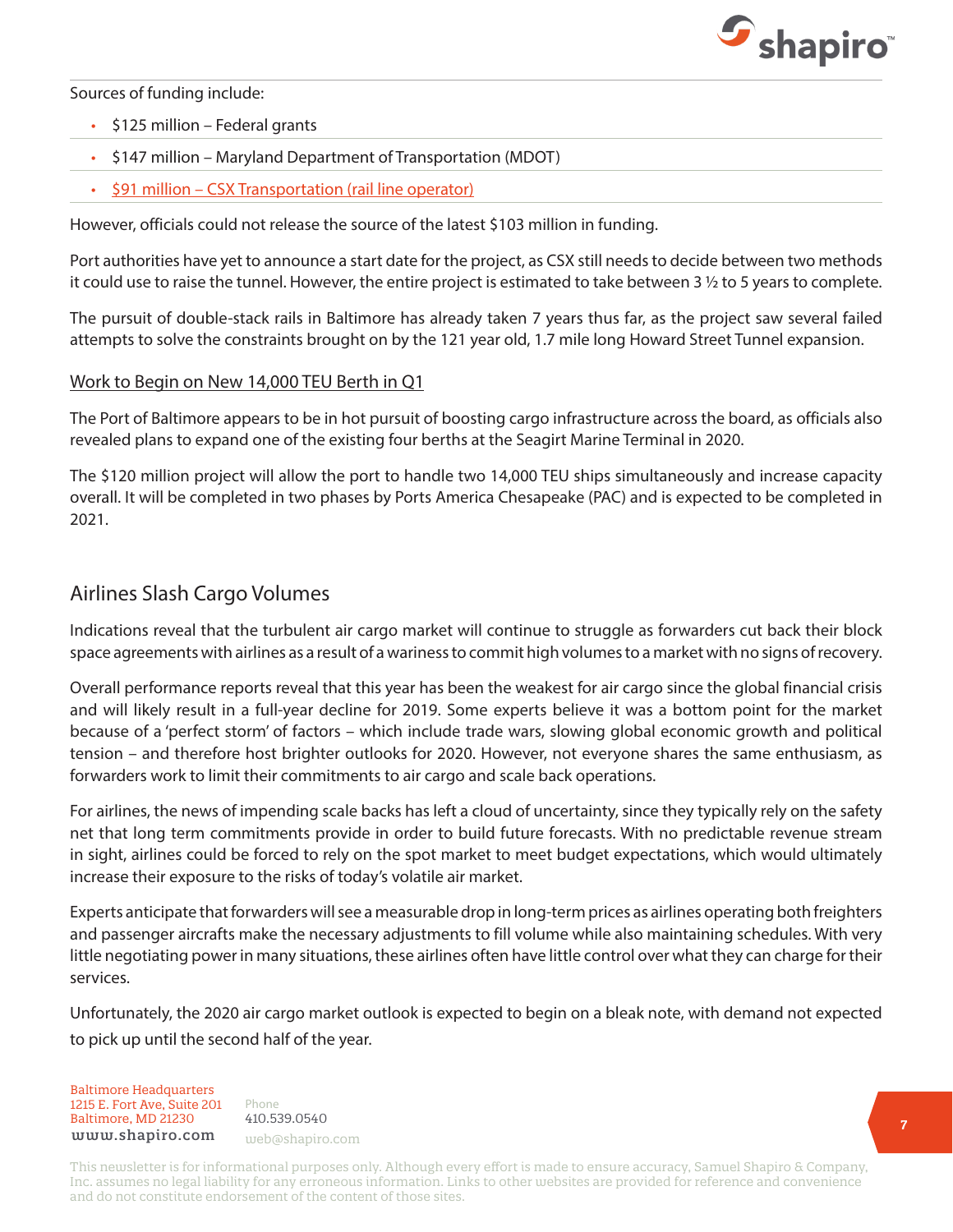Sources of funding include:

- $125 million – Federal grants
- $147 million – Maryland Department of Transportation (MDOT)
- $91 million – CSX Transportation (rail line operator)

However, officials could not release the source of the latest $103 million in funding.

Port authorities have yet to announce a start date for the project, as CSX still needs to decide between two methods it could use to raise the tunnel. However, the entire project is estimated to take between 3 ½ to 5 years to complete.

The pursuit of double-stack rails in Baltimore has already taken 7 years thus far, as the project saw several failed attempts to solve the constraints brought on by the 121 year old, 1.7 mile long Howard Street Tunnel expansion.

### Work to Begin on New 14,000 TEU Berth in Q1

The Port of Baltimore appears to be in hot pursuit of boosting cargo infrastructure across the board, as officials also revealed plans to expand one of the existing four berths at the Seagirt Marine Terminal in 2020.

The $120 million project will allow the port to handle two 14,000 TEU ships simultaneously and increase capacity overall. It will be completed in two phases by Ports America Chesapeake (PAC) and is expected to be completed in 2021.

## Airlines Slash Cargo Volumes

Indications reveal that the turbulent air cargo market will continue to struggle as forwarders cut back their block space agreements with airlines as a result of a wariness to commit high volumes to a market with no signs of recovery.

Overall performance reports reveal that this year has been the weakest for air cargo since the global financial crisis and will likely result in a full-year decline for 2019. Some experts believe it was a bottom point for the market because of a 'perfect storm' of factors – which include trade wars, slowing global economic growth and political tension – and therefore host brighter outlooks for 2020. However, not everyone shares the same enthusiasm, as forwarders work to limit their commitments to air cargo and scale back operations.

For airlines, the news of impending scale backs has left a cloud of uncertainty, since they typically rely on the safety net that long term commitments provide in order to build future forecasts. With no predictable revenue stream in sight, airlines could be forced to rely on the spot market to meet budget expectations, which would ultimately increase their exposure to the risks of today's volatile air market.

Experts anticipate that forwarders will see a measurable drop in long-term prices as airlines operating both freighters and passenger aircrafts make the necessary adjustments to fill volume while also maintaining schedules. With very little negotiating power in many situations, these airlines often have little control over what they can charge for their services.

Unfortunately, the 2020 air cargo market outlook is expected to begin on a bleak note, with demand not expected to pick up until the second half of the year.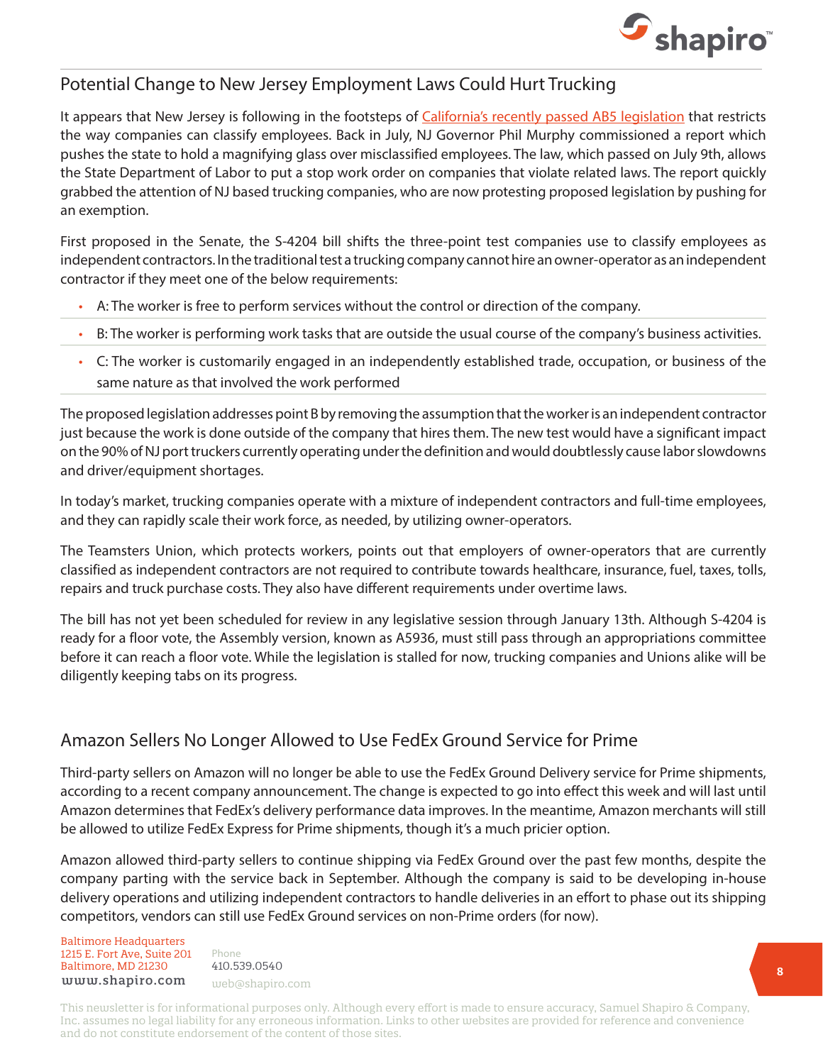## Potential Change to New Jersey Employment Laws Could Hurt Trucking

It appears that New Jersey is following in the footsteps of [California's recently passed AB5 legislation] that restricts the way companies can classify employees. Back in July, NJ Governor Phil Murphy commissioned a report which pushes the state to hold a magnifying glass over misclassified employees. The law, which passed on July 9th, allows the State Department of Labor to put a stop work order on companies that violate related laws. The report quickly grabbed the attention of NJ based trucking companies, who are now protesting proposed legislation by pushing for an exemption.

First proposed in the Senate, the S-4204 bill shifts the three-point test companies use to classify employees as independent contractors. In the traditional test a trucking company cannot hire an owner-operator as an independent contractor if they meet one of the below requirements:

- A: The worker is free to perform services without the control or direction of the company.
- B: The worker is performing work tasks that are outside the usual course of the company's business activities.
- C: The worker is customarily engaged in an independently established trade, occupation, or business of the same nature as that involved the work performed

The proposed legislation addresses point B by removing the assumption that the worker is an independent contractor just because the work is done outside of the company that hires them. The new test would have a significant impact on the 90% of NJ port truckers currently operating under the definition and would doubtlessly cause labor slowdowns and driver/equipment shortages.

In today's market, trucking companies operate with a mixture of independent contractors and full-time employees, and they can rapidly scale their work force, as needed, by utilizing owner-operators.

The Teamsters Union, which protects workers, points out that employers of owner-operators that are currently classified as independent contractors are not required to contribute towards healthcare, insurance, fuel, taxes, tolls, repairs and truck purchase costs. They also have different requirements under overtime laws.

The bill has not yet been scheduled for review in any legislative session through January 13th. Although S-4204 is ready for a floor vote, the Assembly version, known as A5936, must still pass through an appropriations committee before it can reach a floor vote. While the legislation is stalled for now, trucking companies and Unions alike will be diligently keeping tabs on its progress.

## Amazon Sellers No Longer Allowed to Use FedEx Ground Service for Prime

Third-party sellers on Amazon will no longer be able to use the FedEx Ground Delivery service for Prime shipments, according to a recent company announcement. The change is expected to go into effect this week and will last until Amazon determines that FedEx's delivery performance data improves. In the meantime, Amazon merchants will still be allowed to utilize FedEx Express for Prime shipments, though it's a much pricier option.

Amazon allowed third-party sellers to continue shipping via FedEx Ground over the past few months, despite the company parting with the service back in September. Although the company is said to be developing in-house delivery operations and utilizing independent contractors to handle deliveries in an effort to phase out its shipping competitors, vendors can still use FedEx Ground services on non-Prime orders (for now).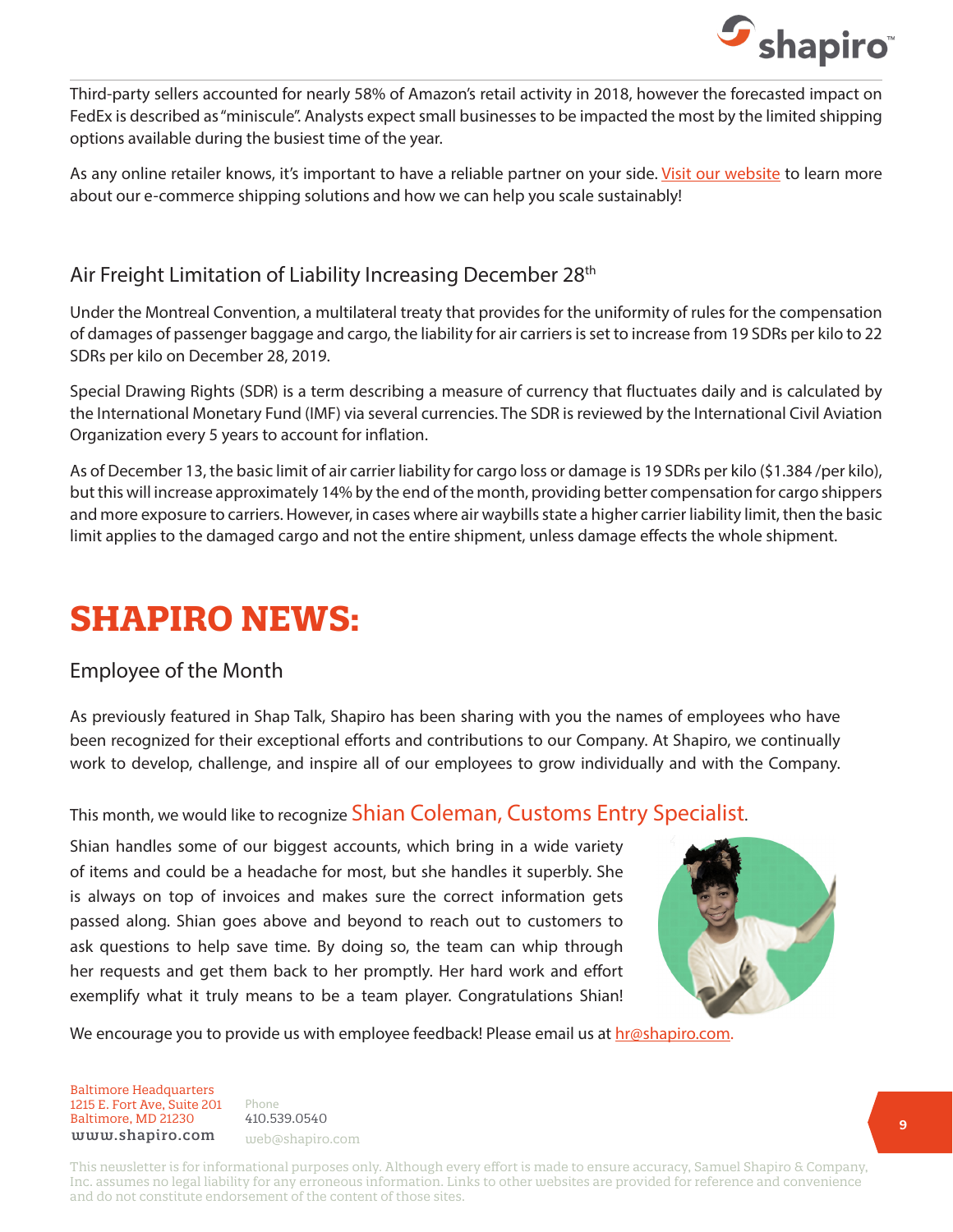Third-party sellers accounted for nearly 58% of Amazon's retail activity in 2018, however the forecasted impact on FedEx is described as "miniscule". Analysts expect small businesses to be impacted the most by the limited shipping options available during the busiest time of the year.

As any online retailer knows, it's important to have a reliable partner on your side. Visit our website to learn more about our e-commerce shipping solutions and how we can help you scale sustainably!

## Air Freight Limitation of Liability Increasing December 28th

Under the Montreal Convention, a multilateral treaty that provides for the uniformity of rules for the compensation of damages of passenger baggage and cargo, the liability for air carriers is set to increase from 19 SDRs per kilo to 22 SDRs per kilo on December 28, 2019.

Special Drawing Rights (SDR) is a term describing a measure of currency that fluctuates daily and is calculated by the International Monetary Fund (IMF) via several currencies. The SDR is reviewed by the International Civil Aviation Organization every 5 years to account for inflation.

As of December 13, the basic limit of air carrier liability for cargo loss or damage is 19 SDRs per kilo ($1.384 /per kilo), but this will increase approximately 14% by the end of the month, providing better compensation for cargo shippers and more exposure to carriers. However, in cases where air waybills state a higher carrier liability limit, then the basic limit applies to the damaged cargo and not the entire shipment, unless damage effects the whole shipment.

# SHAPIRO NEWS:

## Employee of the Month

As previously featured in Shap Talk, Shapiro has been sharing with you the names of employees who have been recognized for their exceptional efforts and contributions to our Company. At Shapiro, we continually work to develop, challenge, and inspire all of our employees to grow individually and with the Company.

This month, we would like to recognize **Shian Coleman, Customs Entry Specialist**.

Shian handles some of our biggest accounts, which bring in a wide variety of items and could be a headache for most, but she handles it superbly. She is always on top of invoices and makes sure the correct information gets passed along. Shian goes above and beyond to reach out to customers to ask questions to help save time. By doing so, the team can whip through her requests and get them back to her promptly. Her hard work and effort exemplify what it truly means to be a team player. Congratulations Shian!

We encourage you to provide us with employee feedback! Please email us at hr@shapiro.com.

Baltimore Headquarters
1215 E. Fort Ave, Suite 201
Baltimore, MD 21230
www.shapiro.com

Phone
410.539.0540
web@shapiro.com

This newsletter is for informational purposes only. Although every effort is made to ensure accuracy, Samuel Shapiro & Company, Inc. assumes no legal liability for any erroneous information. Links to other websites are provided for reference and convenience and do not constitute endorsement of the content of those sites.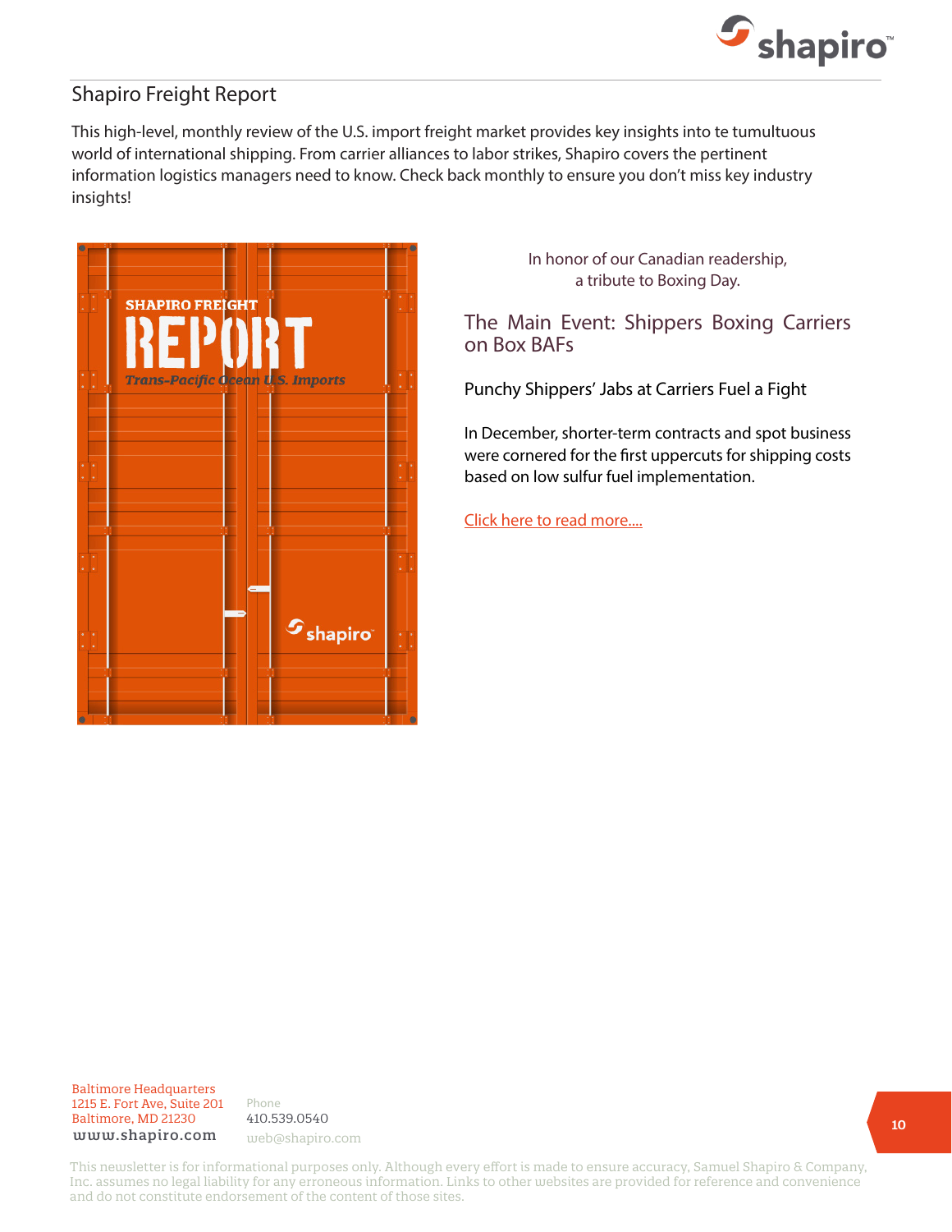## Shapiro Freight Report

This high-level, monthly review of the U.S. import freight market provides key insights into te tumultuous world of international shipping. From carrier alliances to labor strikes, Shapiro covers the pertinent information logistics managers need to know. Check back monthly to ensure you don't miss key industry insights!

SHAPIRO FREIGHT

REPORT

*Trans-Pacific Ocean U.S. Imports*

shapiro

In honor of our Canadian readership,
a tribute to Boxing Day.

### The Main Event: Shippers Boxing Carriers on Box BAFs

Punchy Shippers' Jabs at Carriers Fuel a Fight

In December, shorter-term contracts and spot business were cornered for the first uppercuts for shipping costs based on low sulfur fuel implementation.

Click here to read more....

Baltimore Headquarters
1215 E. Fort Ave, Suite 201
Baltimore, MD 21230
www.shapiro.com

Phone
410.539.0540
web@shapiro.com

This newsletter is for informational purposes only. Although every effort is made to ensure accuracy, Samuel Shapiro & Company, Inc. assumes no legal liability for any erroneous information. Links to other websites are provided for reference and convenience and do not constitute endorsement of the content of those sites.